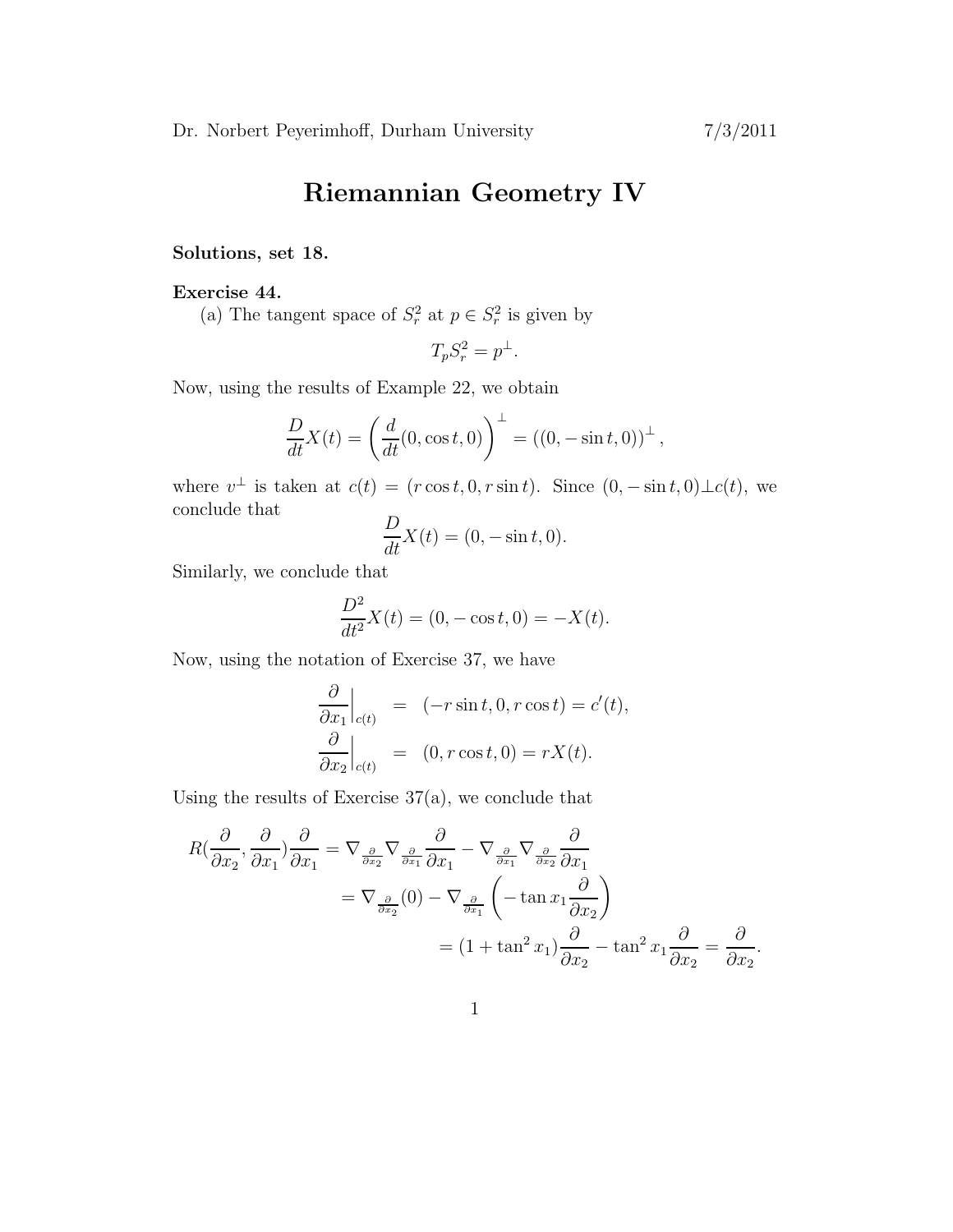Dr. Norbert Peyerimhoff, Durham University 7/3/2011

# Riemannian Geometry IV

**Solutions, set 18.**

**Exercise 44.**

(a) The tangent space of $S_r^2$ at $p \in S_r^2$ is given by

$$T_p S_r^2 = p^\perp.$$

Now, using the results of Example 22, we obtain

$$\frac{D}{dt}X(t) = \left( \frac{d}{dt}(0, \cos t, 0) \right)^\perp = ((0, -\sin t, 0))^\perp,$$

where $v^\perp$ is taken at $c(t) = (r\cos t, 0, r\sin t)$. Since $(0, -\sin t, 0) \perp c(t)$, we conclude that

$$\frac{D}{dt}X(t) = (0, -\sin t, 0).$$

Similarly, we conclude that

$$\frac{D^2}{dt^2}X(t) = (0, -\cos t, 0) = -X(t).$$

Now, using the notation of Exercise 37, we have

$$\begin{aligned}
\frac{\partial}{\partial x_1}\Big|_{c(t)} &= (-r\sin t, 0, r\cos t) = c'(t), \\
\frac{\partial}{\partial x_2}\Big|_{c(t)} &= (0, r\cos t, 0) = rX(t).
\end{aligned}$$

Using the results of Exercise 37(a), we conclude that

$$\begin{aligned}
R(\frac{\partial}{\partial x_2}, \frac{\partial}{\partial x_1})\frac{\partial}{\partial x_1} &= \nabla_{\frac{\partial}{\partial x_2}} \nabla_{\frac{\partial}{\partial x_1}} \frac{\partial}{\partial x_1} - \nabla_{\frac{\partial}{\partial x_1}} \nabla_{\frac{\partial}{\partial x_2}} \frac{\partial}{\partial x_1} \\
&= \nabla_{\frac{\partial}{\partial x_2}}(0) - \nabla_{\frac{\partial}{\partial x_1}} \left( -\tan x_1 \frac{\partial}{\partial x_2} \right) \\
&= (1 + \tan^2 x_1)\frac{\partial}{\partial x_2} - \tan^2 x_1 \frac{\partial}{\partial x_2} = \frac{\partial}{\partial x_2}.
\end{aligned}$$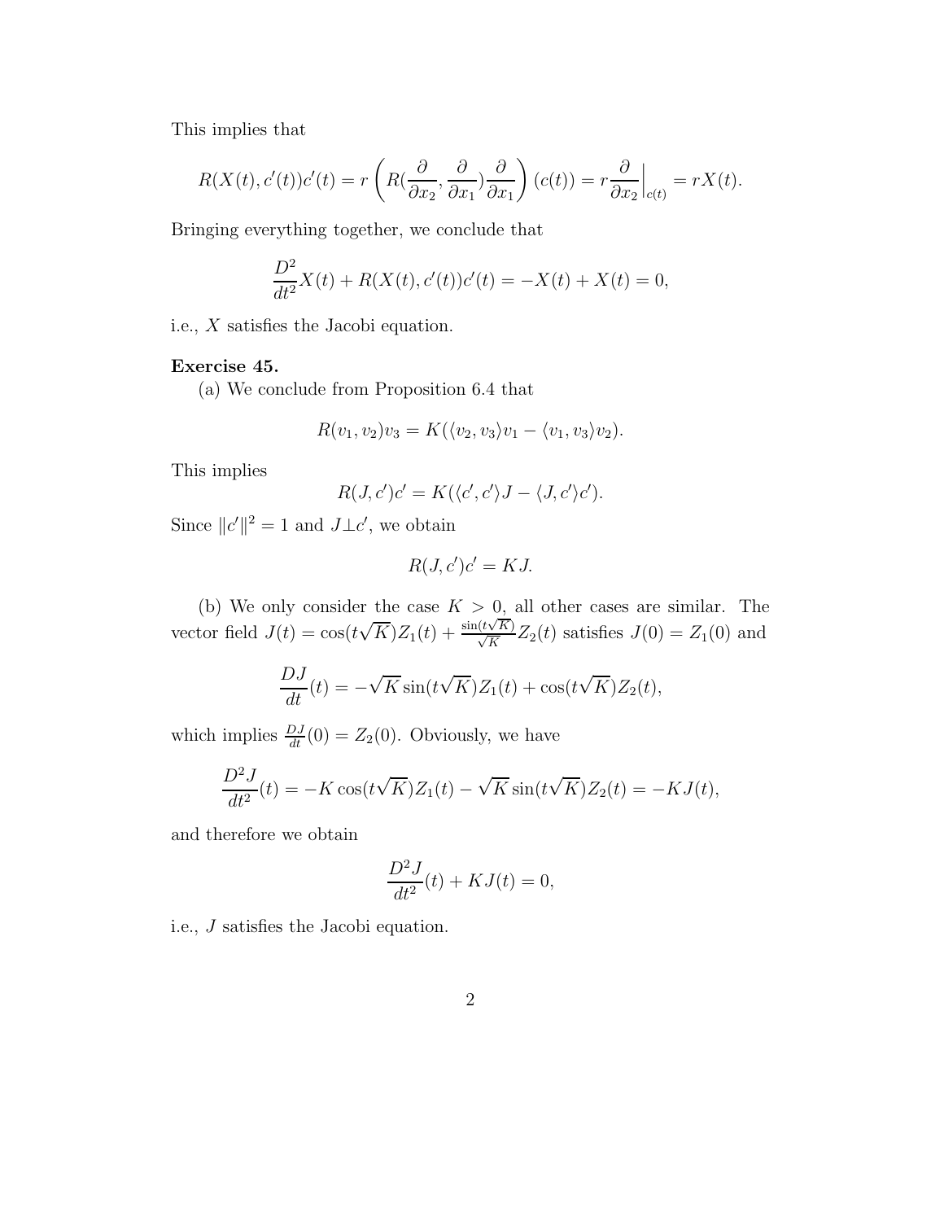This implies that

$$R(X(t), c'(t))c'(t) = r \left( R(\frac{\partial}{\partial x_2}, \frac{\partial}{\partial x_1})\frac{\partial}{\partial x_1} \right)(c(t)) = r \frac{\partial}{\partial x_2}\Big|_{c(t)} = rX(t).$$

Bringing everything together, we conclude that

$$\frac{D^2}{dt^2}X(t) + R(X(t), c'(t))c'(t) = -X(t) + X(t) = 0,$$

i.e., $X$ satisfies the Jacobi equation.

**Exercise 45.**

(a) We conclude from Proposition 6.4 that

$$R(v_1, v_2)v_3 = K(\langle v_2, v_3\rangle v_1 - \langle v_1, v_3\rangle v_2).$$

This implies

$$R(J, c')c' = K(\langle c', c'\rangle J - \langle J, c'\rangle c').$$

Since $\|c'\|^2 = 1$ and $J \perp c'$, we obtain

$$R(J, c')c' = KJ.$$

(b) We only consider the case $K > 0$, all other cases are similar. The vector field $J(t) = \cos(t\sqrt{K})Z_1(t) + \frac{\sin(t\sqrt{K})}{\sqrt{K}}Z_2(t)$ satisfies $J(0) = Z_1(0)$ and

$$\frac{DJ}{dt}(t) = -\sqrt{K}\sin(t\sqrt{K})Z_1(t) + \cos(t\sqrt{K})Z_2(t),$$

which implies $\frac{DJ}{dt}(0) = Z_2(0)$. Obviously, we have

$$\frac{D^2 J}{dt^2}(t) = -K\cos(t\sqrt{K})Z_1(t) - \sqrt{K}\sin(t\sqrt{K})Z_2(t) = -KJ(t),$$

and therefore we obtain

$$\frac{D^2 J}{dt^2}(t) + KJ(t) = 0,$$

i.e., $J$ satisfies the Jacobi equation.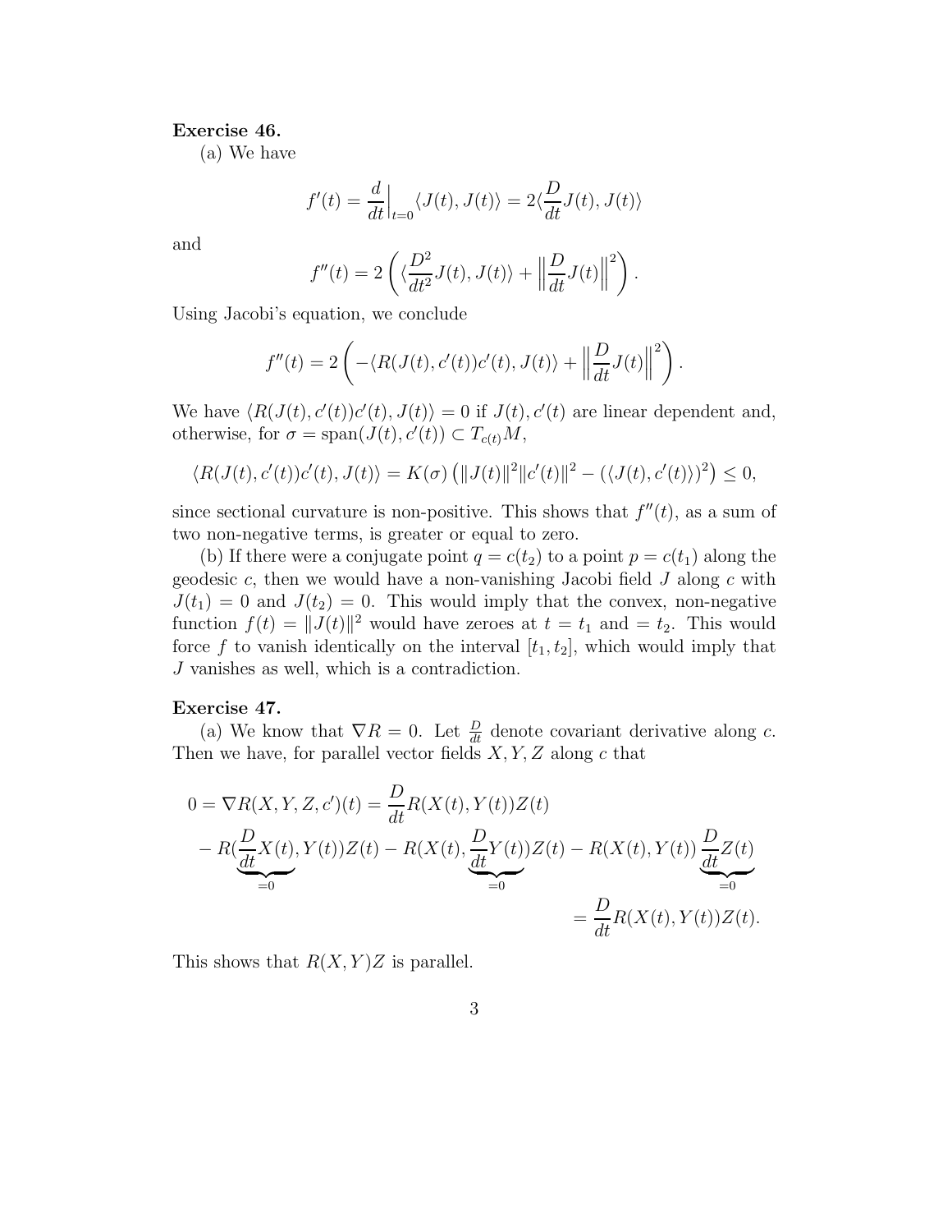**Exercise 46.**

(a) We have

$$f'(t) = \frac{d}{dt}\Big|_{t=0} \langle J(t), J(t) \rangle = 2\langle \frac{D}{dt} J(t), J(t) \rangle$$

and

$$f''(t) = 2\left( \langle \frac{D^2}{dt^2} J(t), J(t) \rangle + \Big\| \frac{D}{dt} J(t) \Big\|^2 \right).$$

Using Jacobi's equation, we conclude

$$f''(t) = 2\left( -\langle R(J(t), c'(t))c'(t), J(t) \rangle + \Big\| \frac{D}{dt} J(t) \Big\|^2 \right).$$

We have $\langle R(J(t), c'(t))c'(t), J(t) \rangle = 0$ if $J(t), c'(t)$ are linear dependent and, otherwise, for $\sigma = \mathrm{span}(J(t), c'(t)) \subset T_{c(t)}M$,

$$\langle R(J(t), c'(t))c'(t), J(t) \rangle = K(\sigma)\left( \|J(t)\|^2 \|c'(t)\|^2 - (\langle J(t), c'(t) \rangle)^2 \right) \le 0,$$

since sectional curvature is non-positive. This shows that $f''(t)$, as a sum of two non-negative terms, is greater or equal to zero.

(b) If there were a conjugate point $q = c(t_2)$ to a point $p = c(t_1)$ along the geodesic $c$, then we would have a non-vanishing Jacobi field $J$ along $c$ with $J(t_1) = 0$ and $J(t_2) = 0$. This would imply that the convex, non-negative function $f(t) = \|J(t)\|^2$ would have zeroes at $t = t_1$ and $= t_2$. This would force $f$ to vanish identically on the interval $[t_1, t_2]$, which would imply that $J$ vanishes as well, which is a contradiction.

**Exercise 47.**

(a) We know that $\nabla R = 0$. Let $\frac{D}{dt}$ denote covariant derivative along $c$. Then we have, for parallel vector fields $X, Y, Z$ along $c$ that

$$\begin{aligned} 0 = \nabla R(X, Y, Z, c')(t) &= \frac{D}{dt} R(X(t), Y(t))Z(t) \\ &- R(\underbrace{\frac{D}{dt} X(t)}_{=0}, Y(t))Z(t) - R(X(t), \underbrace{\frac{D}{dt} Y(t)}_{=0})Z(t) - R(X(t), Y(t)) \underbrace{\frac{D}{dt} Z(t)}_{=0} \\ &= \frac{D}{dt} R(X(t), Y(t))Z(t). \end{aligned}$$

This shows that $R(X, Y)Z$ is parallel.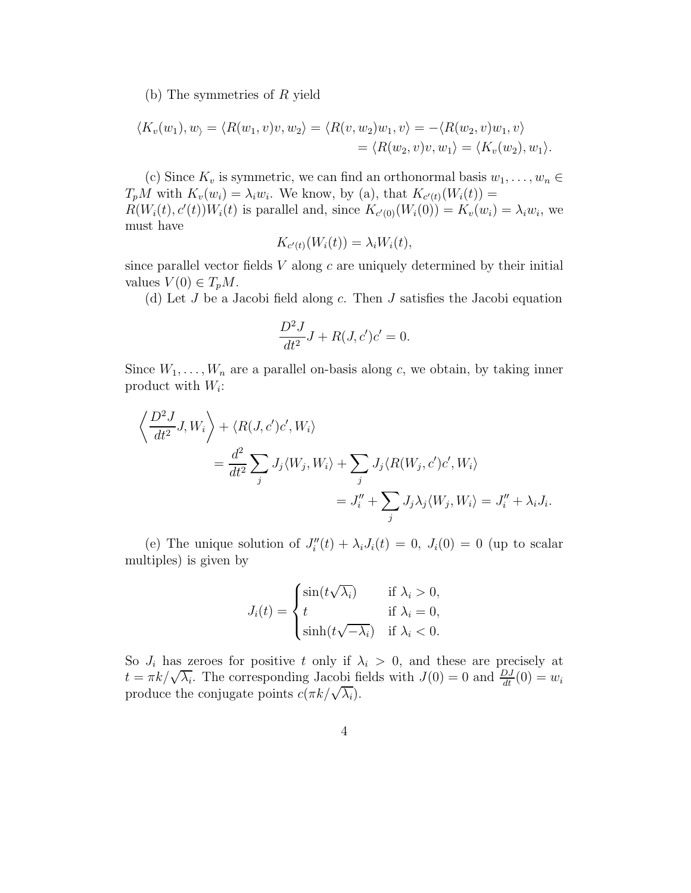(b) The symmetries of $R$ yield

$$\langle K_v(w_1), w_\rangle = \langle R(w_1, v)v, w_2\rangle = \langle R(v, w_2)w_1, v\rangle = -\langle R(w_2, v)w_1, v\rangle$$
$$= \langle R(w_2, v)v, w_1\rangle = \langle K_v(w_2), w_1\rangle.$$

(c) Since $K_v$ is symmetric, we can find an orthonormal basis $w_1, \ldots, w_n \in T_pM$ with $K_v(w_i) = \lambda_i w_i$. We know, by (a), that $K_{c'(t)}(W_i(t)) = R(W_i(t), c'(t))W_i(t)$ is parallel and, since $K_{c'(0)}(W_i(0)) = K_v(w_i) = \lambda_i w_i$, we must have

$$K_{c'(t)}(W_i(t)) = \lambda_i W_i(t),$$

since parallel vector fields $V$ along $c$ are uniquely determined by their initial values $V(0) \in T_pM$.

(d) Let $J$ be a Jacobi field along $c$. Then $J$ satisfies the Jacobi equation

$$\frac{D^2 J}{dt^2} J + R(J, c')c' = 0.$$

Since $W_1, \ldots, W_n$ are a parallel on-basis along $c$, we obtain, by taking inner product with $W_i$:

$$\left\langle \frac{D^2 J}{dt^2} J, W_i \right\rangle + \langle R(J, c')c', W_i\rangle$$
$$= \frac{d^2}{dt^2} \sum_j J_j \langle W_j, W_i\rangle + \sum_j J_j \langle R(W_j, c')c', W_i\rangle$$
$$= J_i'' + \sum_j J_j \lambda_j \langle W_j, W_i\rangle = J_i'' + \lambda_i J_i.$$

(e) The unique solution of $J_i''(t) + \lambda_i J_i(t) = 0$, $J_i(0) = 0$ (up to scalar multiples) is given by

$$J_i(t) = \begin{cases} \sin(t\sqrt{\lambda_i}) & \text{if } \lambda_i > 0, \\ t & \text{if } \lambda_i = 0, \\ \sinh(t\sqrt{-\lambda_i}) & \text{if } \lambda_i < 0. \end{cases}$$

So $J_i$ has zeroes for positive $t$ only if $\lambda_i > 0$, and these are precisely at $t = \pi k/\sqrt{\lambda_i}$. The corresponding Jacobi fields with $J(0) = 0$ and $\frac{DJ}{dt}(0) = w_i$ produce the conjugate points $c(\pi k/\sqrt{\lambda_i})$.